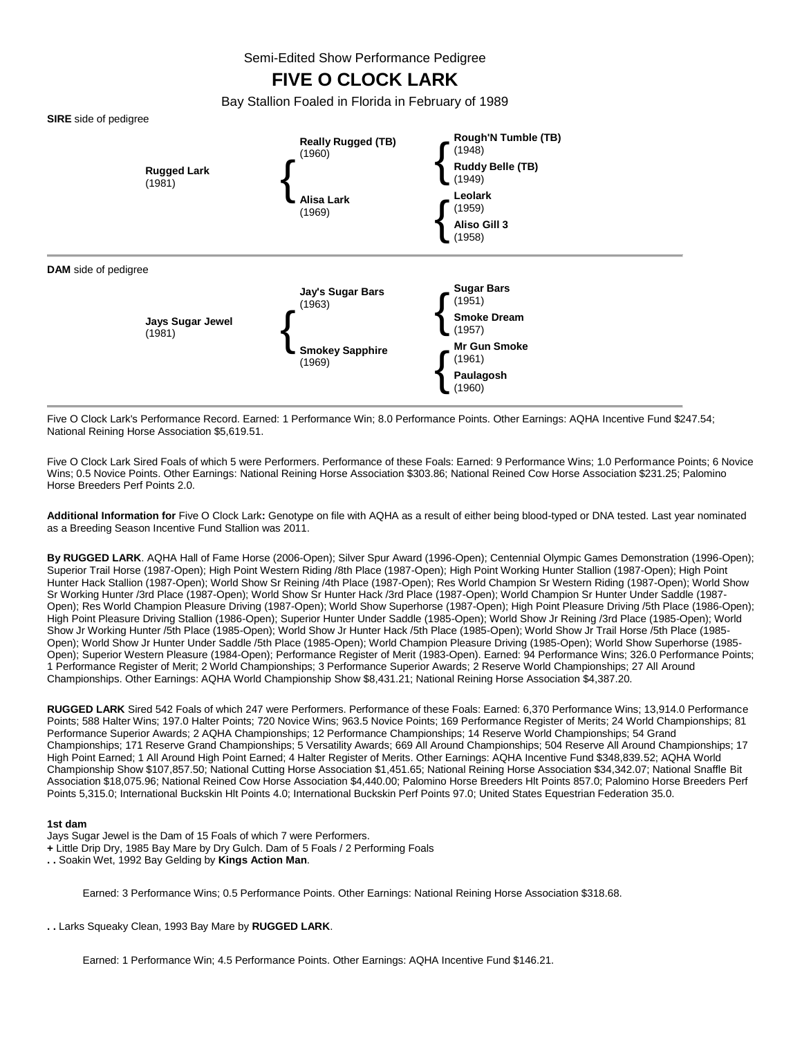Semi-Edited Show Performance Pedigree

# FIVE O CLOCK LARK

Bay Stallion Foaled in Florida in February of 1989

**SIRE** side of pedigree

| | | |
|---|---|---|
| **Rugged Lark** (1981) | **Really Rugged (TB)** (1960) | **Rough'N Tumble (TB)** (1948) |
| | | **Ruddy Belle (TB)** (1949) |
| | **Alisa Lark** (1969) | **Leolark** (1959) |
| | | **Aliso Gill 3** (1958) |

**DAM** side of pedigree

| | | |
|---|---|---|
| **Jays Sugar Jewel** (1981) | **Jay's Sugar Bars** (1963) | **Sugar Bars** (1951) |
| | | **Smoke Dream** (1957) |
| | **Smokey Sapphire** (1969) | **Mr Gun Smoke** (1961) |
| | | **Paulagosh** (1960) |

Five O Clock Lark's Performance Record. Earned: 1 Performance Win; 8.0 Performance Points. Other Earnings: AQHA Incentive Fund $247.54; National Reining Horse Association $5,619.51.

Five O Clock Lark Sired Foals of which 5 were Performers. Performance of these Foals: Earned: 9 Performance Wins; 1.0 Performance Points; 6 Novice Wins; 0.5 Novice Points. Other Earnings: National Reining Horse Association $303.86; National Reined Cow Horse Association $231.25; Palomino Horse Breeders Perf Points 2.0.

**Additional Information for** Five O Clock Lark**:** Genotype on file with AQHA as a result of either being blood-typed or DNA tested. Last year nominated as a Breeding Season Incentive Fund Stallion was 2011.

**By RUGGED LARK**. AQHA Hall of Fame Horse (2006-Open); Silver Spur Award (1996-Open); Centennial Olympic Games Demonstration (1996-Open); Superior Trail Horse (1987-Open); High Point Western Riding /8th Place (1987-Open); High Point Working Hunter Stallion (1987-Open); High Point Hunter Hack Stallion (1987-Open); World Show Sr Reining /4th Place (1987-Open); Res World Champion Sr Western Riding (1987-Open); World Show Sr Working Hunter /3rd Place (1987-Open); World Show Sr Hunter Hack /3rd Place (1987-Open); World Champion Sr Hunter Under Saddle (1987-Open); Res World Champion Pleasure Driving (1987-Open); World Show Superhorse (1987-Open); High Point Pleasure Driving /5th Place (1986-Open); High Point Pleasure Driving Stallion (1986-Open); Superior Hunter Under Saddle (1985-Open); World Show Jr Reining /3rd Place (1985-Open); World Show Jr Working Hunter /5th Place (1985-Open); World Show Jr Hunter Hack /5th Place (1985-Open); World Show Jr Trail Horse /5th Place (1985-Open); World Show Jr Hunter Under Saddle /5th Place (1985-Open); World Champion Pleasure Driving (1985-Open); World Show Superhorse (1985-Open); Superior Western Pleasure (1984-Open); Performance Register of Merit (1983-Open). Earned: 94 Performance Wins; 326.0 Performance Points; 1 Performance Register of Merit; 2 World Championships; 3 Performance Superior Awards; 2 Reserve World Championships; 27 All Around Championships. Other Earnings: AQHA World Championship Show $8,431.21; National Reining Horse Association $4,387.20.

**RUGGED LARK** Sired 542 Foals of which 247 were Performers. Performance of these Foals: Earned: 6,370 Performance Wins; 13,914.0 Performance Points; 588 Halter Wins; 197.0 Halter Points; 720 Novice Wins; 963.5 Novice Points; 169 Performance Register of Merits; 24 World Championships; 81 Performance Superior Awards; 2 AQHA Championships; 12 Performance Championships; 14 Reserve World Championships; 54 Grand Championships; 171 Reserve Grand Championships; 5 Versatility Awards; 669 All Around Championships; 504 Reserve All Around Championships; 17 High Point Earned; 1 All Around High Point Earned; 4 Halter Register of Merits. Other Earnings: AQHA Incentive Fund $348,839.52; AQHA World Championship Show $107,857.50; National Cutting Horse Association $1,451.65; National Reining Horse Association $34,342.07; National Snaffle Bit Association $18,075.96; National Reined Cow Horse Association $4,440.00; Palomino Horse Breeders Hlt Points 857.0; Palomino Horse Breeders Perf Points 5,315.0; International Buckskin Hlt Points 4.0; International Buckskin Perf Points 97.0; United States Equestrian Federation 35.0.

**1st dam**

Jays Sugar Jewel is the Dam of 15 Foals of which 7 were Performers.

+ Little Drip Dry, 1985 Bay Mare by Dry Gulch. Dam of 5 Foals / 2 Performing Foals

. . Soakin Wet, 1992 Bay Gelding by **Kings Action Man**.

Earned: 3 Performance Wins; 0.5 Performance Points. Other Earnings: National Reining Horse Association $318.68.

. . Larks Squeaky Clean, 1993 Bay Mare by **RUGGED LARK**.

Earned: 1 Performance Win; 4.5 Performance Points. Other Earnings: AQHA Incentive Fund $146.21.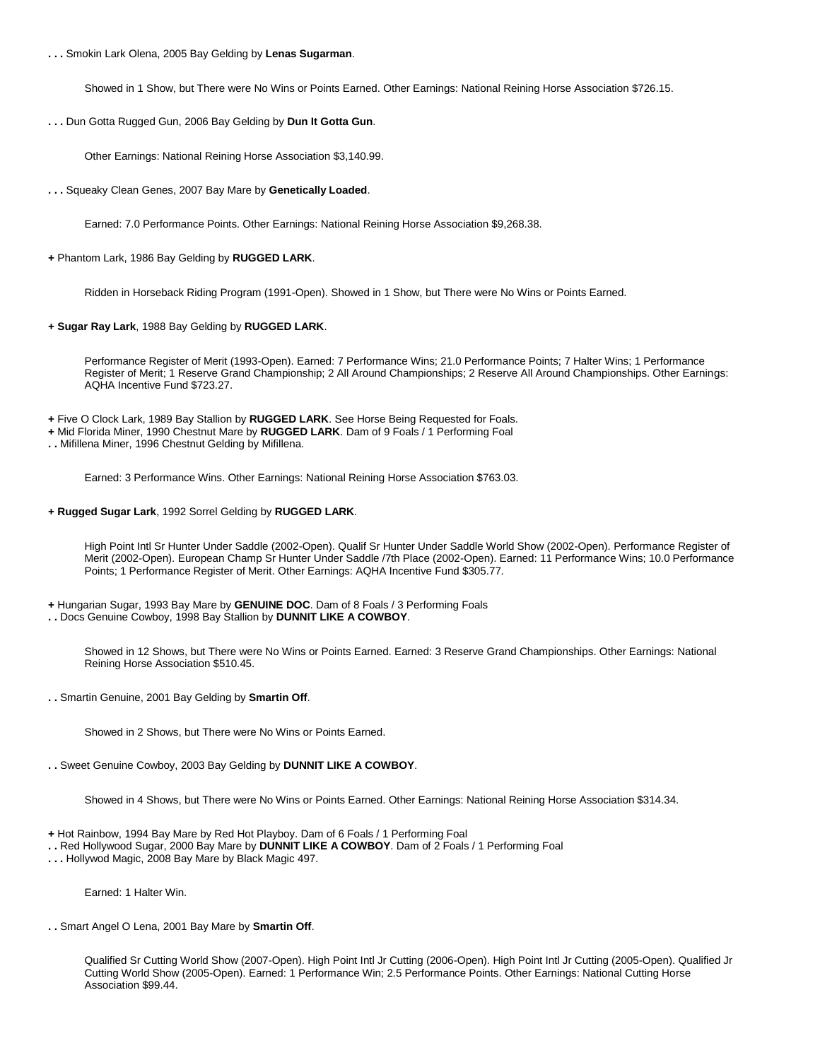**. . .** Smokin Lark Olena, 2005 Bay Gelding by **Lenas Sugarman**.

Showed in 1 Show, but There were No Wins or Points Earned. Other Earnings: National Reining Horse Association $726.15.

**. . .** Dun Gotta Rugged Gun, 2006 Bay Gelding by **Dun It Gotta Gun**.

Other Earnings: National Reining Horse Association $3,140.99.

**. . .** Squeaky Clean Genes, 2007 Bay Mare by **Genetically Loaded**.

Earned: 7.0 Performance Points. Other Earnings: National Reining Horse Association $9,268.38.

**+** Phantom Lark, 1986 Bay Gelding by **RUGGED LARK**.

Ridden in Horseback Riding Program (1991-Open). Showed in 1 Show, but There were No Wins or Points Earned.

**+ Sugar Ray Lark**, 1988 Bay Gelding by **RUGGED LARK**.

Performance Register of Merit (1993-Open). Earned: 7 Performance Wins; 21.0 Performance Points; 7 Halter Wins; 1 Performance Register of Merit; 1 Reserve Grand Championship; 2 All Around Championships; 2 Reserve All Around Championships. Other Earnings: AQHA Incentive Fund $723.27.

**+** Five O Clock Lark, 1989 Bay Stallion by **RUGGED LARK**. See Horse Being Requested for Foals.
**+** Mid Florida Miner, 1990 Chestnut Mare by **RUGGED LARK**. Dam of 9 Foals / 1 Performing Foal
**. .** Mifillena Miner, 1996 Chestnut Gelding by Mifillena.

Earned: 3 Performance Wins. Other Earnings: National Reining Horse Association $763.03.

**+ Rugged Sugar Lark**, 1992 Sorrel Gelding by **RUGGED LARK**.

High Point Intl Sr Hunter Under Saddle (2002-Open). Qualif Sr Hunter Under Saddle World Show (2002-Open). Performance Register of Merit (2002-Open). European Champ Sr Hunter Under Saddle /7th Place (2002-Open). Earned: 11 Performance Wins; 10.0 Performance Points; 1 Performance Register of Merit. Other Earnings: AQHA Incentive Fund $305.77.

**+** Hungarian Sugar, 1993 Bay Mare by **GENUINE DOC**. Dam of 8 Foals / 3 Performing Foals
**. .** Docs Genuine Cowboy, 1998 Bay Stallion by **DUNNIT LIKE A COWBOY**.

Showed in 12 Shows, but There were No Wins or Points Earned. Earned: 3 Reserve Grand Championships. Other Earnings: National Reining Horse Association $510.45.

**. .** Smartin Genuine, 2001 Bay Gelding by **Smartin Off**.

Showed in 2 Shows, but There were No Wins or Points Earned.

**. .** Sweet Genuine Cowboy, 2003 Bay Gelding by **DUNNIT LIKE A COWBOY**.

Showed in 4 Shows, but There were No Wins or Points Earned. Other Earnings: National Reining Horse Association $314.34.

**+** Hot Rainbow, 1994 Bay Mare by Red Hot Playboy. Dam of 6 Foals / 1 Performing Foal
**. .** Red Hollywood Sugar, 2000 Bay Mare by **DUNNIT LIKE A COWBOY**. Dam of 2 Foals / 1 Performing Foal
**. . .** Hollywod Magic, 2008 Bay Mare by Black Magic 497.

Earned: 1 Halter Win.

**. .** Smart Angel O Lena, 2001 Bay Mare by **Smartin Off**.

Qualified Sr Cutting World Show (2007-Open). High Point Intl Jr Cutting (2006-Open). High Point Intl Jr Cutting (2005-Open). Qualified Jr Cutting World Show (2005-Open). Earned: 1 Performance Win; 2.5 Performance Points. Other Earnings: National Cutting Horse Association $99.44.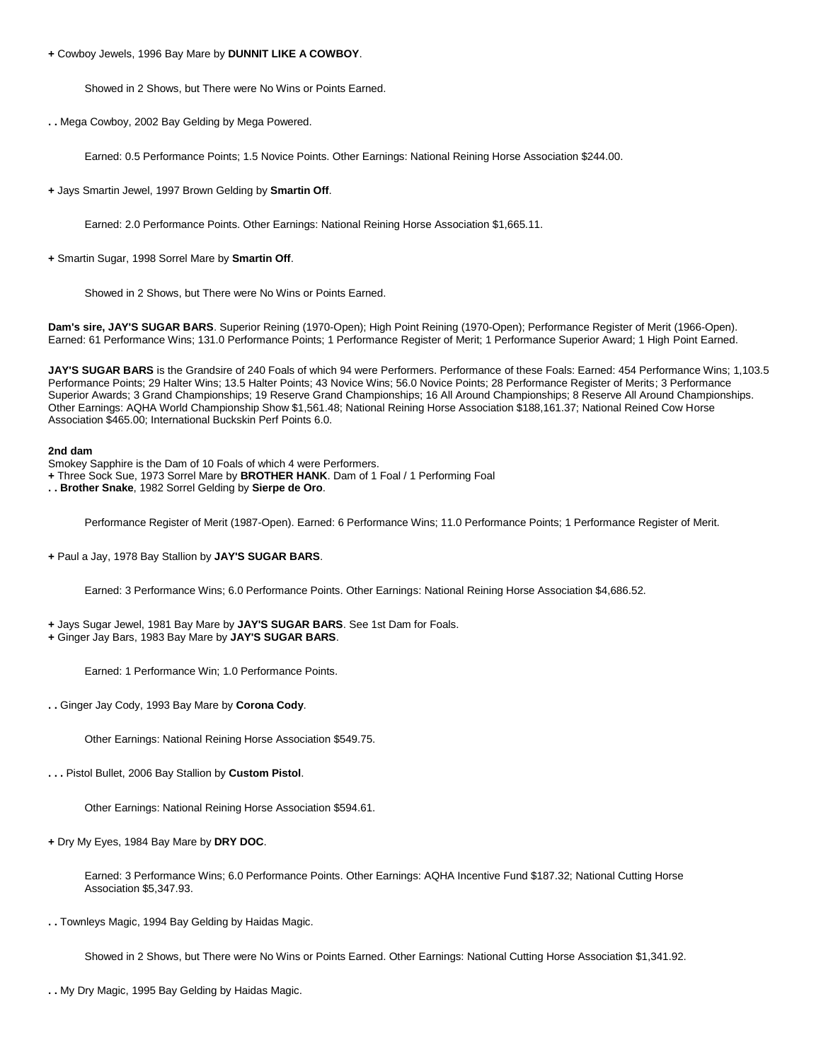**+** Cowboy Jewels, 1996 Bay Mare by **DUNNIT LIKE A COWBOY**.

Showed in 2 Shows, but There were No Wins or Points Earned.

**. .** Mega Cowboy, 2002 Bay Gelding by Mega Powered.

Earned: 0.5 Performance Points; 1.5 Novice Points. Other Earnings: National Reining Horse Association $244.00.

**+** Jays Smartin Jewel, 1997 Brown Gelding by **Smartin Off**.

Earned: 2.0 Performance Points. Other Earnings: National Reining Horse Association $1,665.11.

**+** Smartin Sugar, 1998 Sorrel Mare by **Smartin Off**.

Showed in 2 Shows, but There were No Wins or Points Earned.

**Dam's sire, JAY'S SUGAR BARS**. Superior Reining (1970-Open); High Point Reining (1970-Open); Performance Register of Merit (1966-Open). Earned: 61 Performance Wins; 131.0 Performance Points; 1 Performance Register of Merit; 1 Performance Superior Award; 1 High Point Earned.

**JAY'S SUGAR BARS** is the Grandsire of 240 Foals of which 94 were Performers. Performance of these Foals: Earned: 454 Performance Wins; 1,103.5 Performance Points; 29 Halter Wins; 13.5 Halter Points; 43 Novice Wins; 56.0 Novice Points; 28 Performance Register of Merits; 3 Performance Superior Awards; 3 Grand Championships; 19 Reserve Grand Championships; 16 All Around Championships; 8 Reserve All Around Championships. Other Earnings: AQHA World Championship Show $1,561.48; National Reining Horse Association $188,161.37; National Reined Cow Horse Association $465.00; International Buckskin Perf Points 6.0.

**2nd dam**
Smokey Sapphire is the Dam of 10 Foals of which 4 were Performers.
**+** Three Sock Sue, 1973 Sorrel Mare by **BROTHER HANK**. Dam of 1 Foal / 1 Performing Foal
**. . Brother Snake**, 1982 Sorrel Gelding by **Sierpe de Oro**.

Performance Register of Merit (1987-Open). Earned: 6 Performance Wins; 11.0 Performance Points; 1 Performance Register of Merit.

**+** Paul a Jay, 1978 Bay Stallion by **JAY'S SUGAR BARS**.

Earned: 3 Performance Wins; 6.0 Performance Points. Other Earnings: National Reining Horse Association $4,686.52.

**+** Jays Sugar Jewel, 1981 Bay Mare by **JAY'S SUGAR BARS**. See 1st Dam for Foals.
**+** Ginger Jay Bars, 1983 Bay Mare by **JAY'S SUGAR BARS**.

Earned: 1 Performance Win; 1.0 Performance Points.

**. .** Ginger Jay Cody, 1993 Bay Mare by **Corona Cody**.

Other Earnings: National Reining Horse Association $549.75.

**. . .** Pistol Bullet, 2006 Bay Stallion by **Custom Pistol**.

Other Earnings: National Reining Horse Association $594.61.

**+** Dry My Eyes, 1984 Bay Mare by **DRY DOC**.

Earned: 3 Performance Wins; 6.0 Performance Points. Other Earnings: AQHA Incentive Fund $187.32; National Cutting Horse Association $5,347.93.

**. .** Townleys Magic, 1994 Bay Gelding by Haidas Magic.

Showed in 2 Shows, but There were No Wins or Points Earned. Other Earnings: National Cutting Horse Association $1,341.92.

**. .** My Dry Magic, 1995 Bay Gelding by Haidas Magic.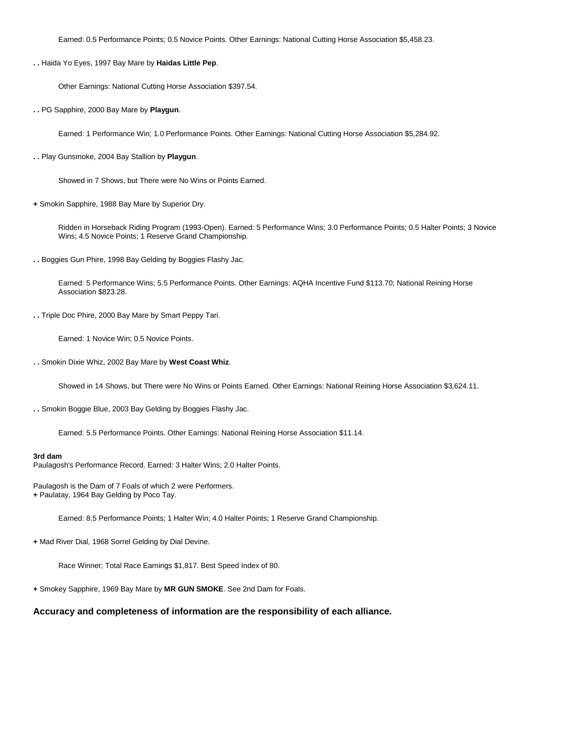Earned: 0.5 Performance Points; 0.5 Novice Points. Other Earnings: National Cutting Horse Association $5,458.23.

**. .** Haida Yo Eyes, 1997 Bay Mare by **Haidas Little Pep**.

Other Earnings: National Cutting Horse Association $397.54.

**. .** PG Sapphire, 2000 Bay Mare by **Playgun**.

Earned: 1 Performance Win; 1.0 Performance Points. Other Earnings: National Cutting Horse Association $5,284.92.

**. .** Play Gunsmoke, 2004 Bay Stallion by **Playgun**.

Showed in 7 Shows, but There were No Wins or Points Earned.

**+** Smokin Sapphire, 1988 Bay Mare by Superior Dry.

Ridden in Horseback Riding Program (1993-Open). Earned: 5 Performance Wins; 3.0 Performance Points; 0.5 Halter Points; 3 Novice Wins; 4.5 Novice Points; 1 Reserve Grand Championship.

**. .** Boggies Gun Phire, 1998 Bay Gelding by Boggies Flashy Jac.

Earned: 5 Performance Wins; 5.5 Performance Points. Other Earnings: AQHA Incentive Fund $113.70; National Reining Horse Association $823.28.

**. .** Triple Doc Phire, 2000 Bay Mare by Smart Peppy Tari.

Earned: 1 Novice Win; 0.5 Novice Points.

**. .** Smokin Dixie Whiz, 2002 Bay Mare by **West Coast Whiz**.

Showed in 14 Shows, but There were No Wins or Points Earned. Other Earnings: National Reining Horse Association $3,624.11.

**. .** Smokin Boggie Blue, 2003 Bay Gelding by Boggies Flashy Jac.

Earned: 5.5 Performance Points. Other Earnings: National Reining Horse Association $11.14.

**3rd dam**

Paulagosh's Performance Record. Earned: 3 Halter Wins; 2.0 Halter Points.

Paulagosh is the Dam of 7 Foals of which 2 were Performers.

**+** Paulatay, 1964 Bay Gelding by Poco Tay.

Earned: 8.5 Performance Points; 1 Halter Win; 4.0 Halter Points; 1 Reserve Grand Championship.

**+** Mad River Dial, 1968 Sorrel Gelding by Dial Devine.

Race Winner; Total Race Earnings $1,817. Best Speed Index of 80.

**+** Smokey Sapphire, 1969 Bay Mare by **MR GUN SMOKE**. See 2nd Dam for Foals.

**Accuracy and completeness of information are the responsibility of each alliance.**